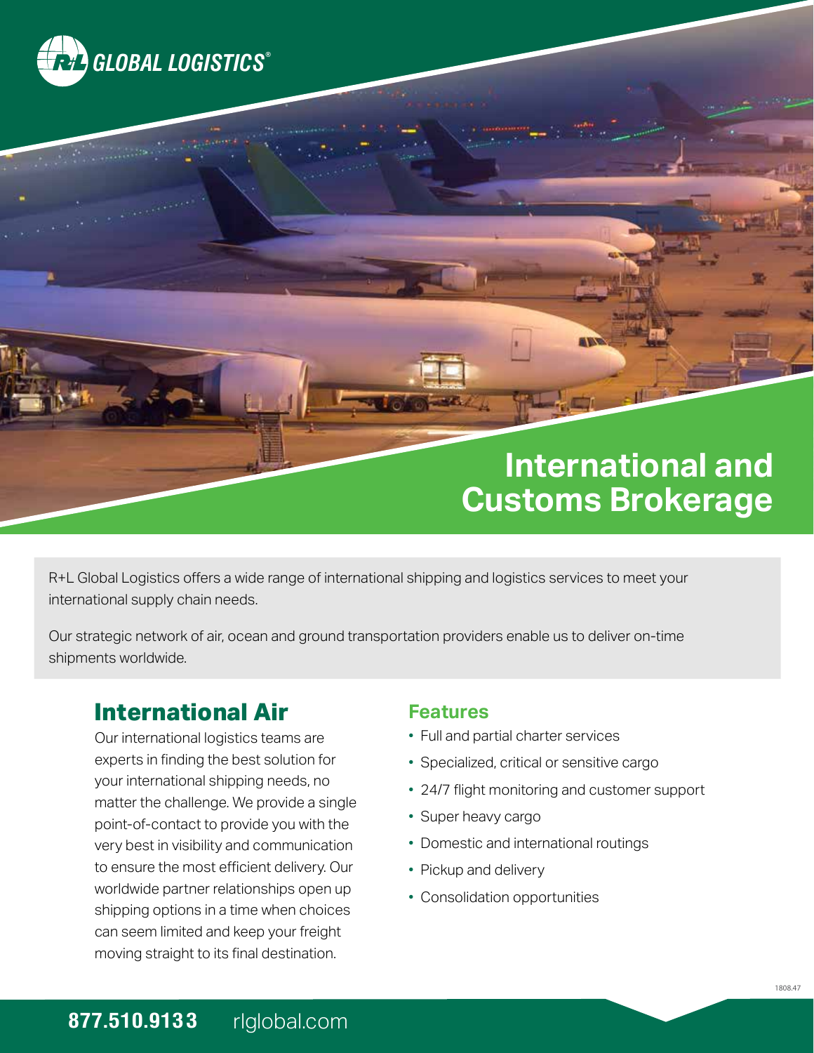R+L GLOBAL LOGISTICS®

# International and Customs Brokerage

R+L Global Logistics offers a wide range of international shipping and logistics services to meet your international supply chain needs.

Our strategic network of air, ocean and ground transportation providers enable us to deliver on-time shipments worldwide.

## International Air

Our international logistics teams are experts in finding the best solution for your international shipping needs, no matter the challenge. We provide a single point-of-contact to provide you with the very best in visibility and communication to ensure the most efficient delivery. Our worldwide partner relationships open up shipping options in a time when choices can seem limited and keep your freight moving straight to its final destination.

### Features

- Full and partial charter services
- Specialized, critical or sensitive cargo
- 24/7 flight monitoring and customer support
- Super heavy cargo
- Domestic and international routings
- Pickup and delivery
- Consolidation opportunities

1808.47

**877.510.9133** rlglobal.com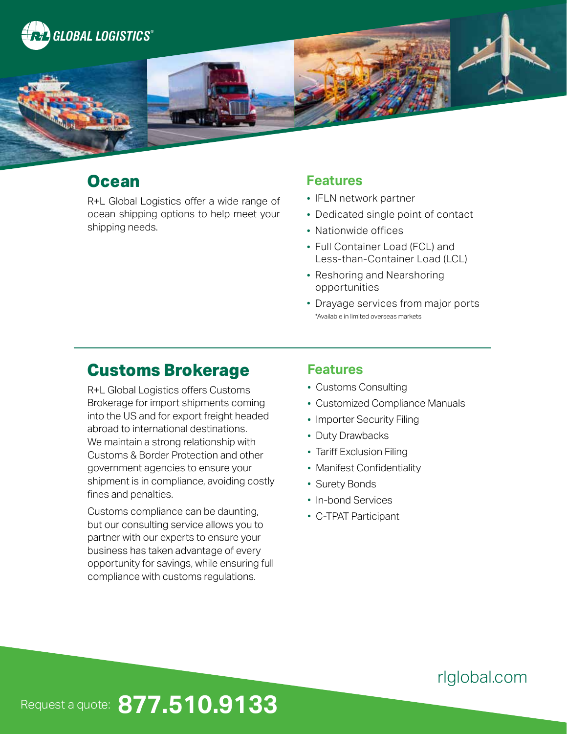R+L GLOBAL LOGISTICS®

## Ocean

R+L Global Logistics offer a wide range of ocean shipping options to help meet your shipping needs.

### Features

- IFLN network partner
- Dedicated single point of contact
- Nationwide offices
- Full Container Load (FCL) and Less-than-Container Load (LCL)
- Reshoring and Nearshoring opportunities
- Drayage services from major ports

*Available in limited overseas markets

## Customs Brokerage

R+L Global Logistics offers Customs Brokerage for import shipments coming into the US and for export freight headed abroad to international destinations. We maintain a strong relationship with Customs & Border Protection and other government agencies to ensure your shipment is in compliance, avoiding costly fines and penalties.

Customs compliance can be daunting, but our consulting service allows you to partner with our experts to ensure your business has taken advantage of every opportunity for savings, while ensuring full compliance with customs regulations.

### Features

- Customs Consulting
- Customized Compliance Manuals
- Importer Security Filing
- Duty Drawbacks
- Tariff Exclusion Filing
- Manifest Confidentiality
- Surety Bonds
- In-bond Services
- C-TPAT Participant

rlglobal.com

Request a quote: **877.510.9133**